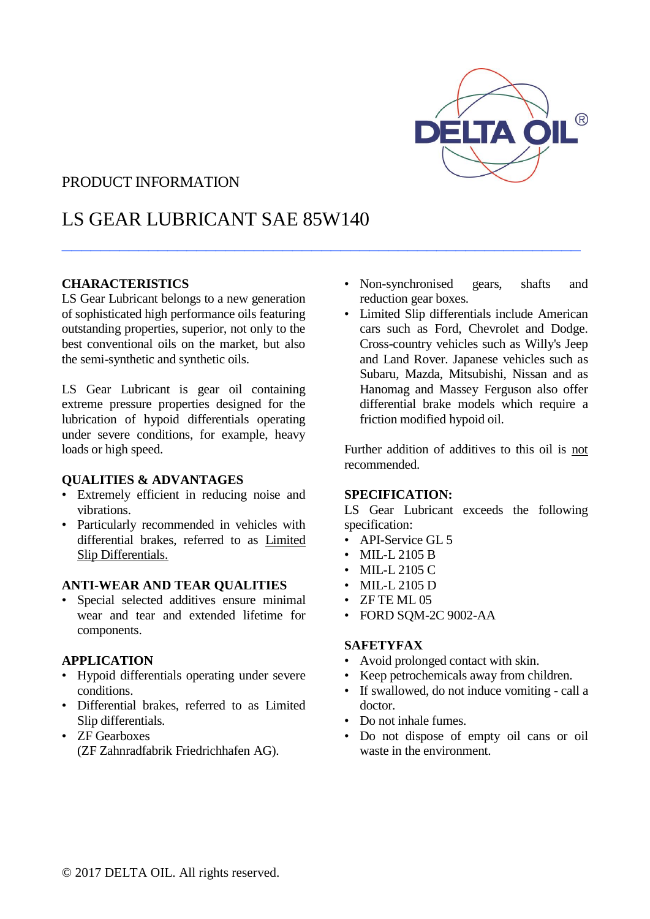PRODUCT INFORMATION

# LS GEAR LUBRICANT SAE 85W140

---

## CHARACTERISTICS

LS Gear Lubricant belongs to a new generation of sophisticated high performance oils featuring outstanding properties, superior, not only to the best conventional oils on the market, but also the semi-synthetic and synthetic oils.

LS Gear Lubricant is gear oil containing extreme pressure properties designed for the lubrication of hypoid differentials operating under severe conditions, for example, heavy loads or high speed.

## QUALITIES & ADVANTAGES

- Extremely efficient in reducing noise and vibrations.
- Particularly recommended in vehicles with differential brakes, referred to as <u>Limited Slip Differentials.</u>

## ANTI-WEAR AND TEAR QUALITIES

- Special selected additives ensure minimal wear and tear and extended lifetime for components.

## APPLICATION

- Hypoid differentials operating under severe conditions.
- Differential brakes, referred to as Limited Slip differentials.
- ZF Gearboxes (ZF Zahnradfabrik Friedrichhafen AG).
- Non-synchronised gears, shafts and reduction gear boxes.
- Limited Slip differentials include American cars such as Ford, Chevrolet and Dodge. Cross-country vehicles such as Willy's Jeep and Land Rover. Japanese vehicles such as Subaru, Mazda, Mitsubishi, Nissan and as Hanomag and Massey Ferguson also offer differential brake models which require a friction modified hypoid oil.

Further addition of additives to this oil is <u>not</u> recommended.

## SPECIFICATION:

LS Gear Lubricant exceeds the following specification:

- API-Service GL 5
- MIL-L 2105 B
- MIL-L 2105 C
- MIL-L 2105 D
- ZF TE ML 05
- FORD SQM-2C 9002-AA

## SAFETYFAX

- Avoid prolonged contact with skin.
- Keep petrochemicals away from children.
- If swallowed, do not induce vomiting - call a doctor.
- Do not inhale fumes.
- Do not dispose of empty oil cans or oil waste in the environment.

© 2017 DELTA OIL. All rights reserved.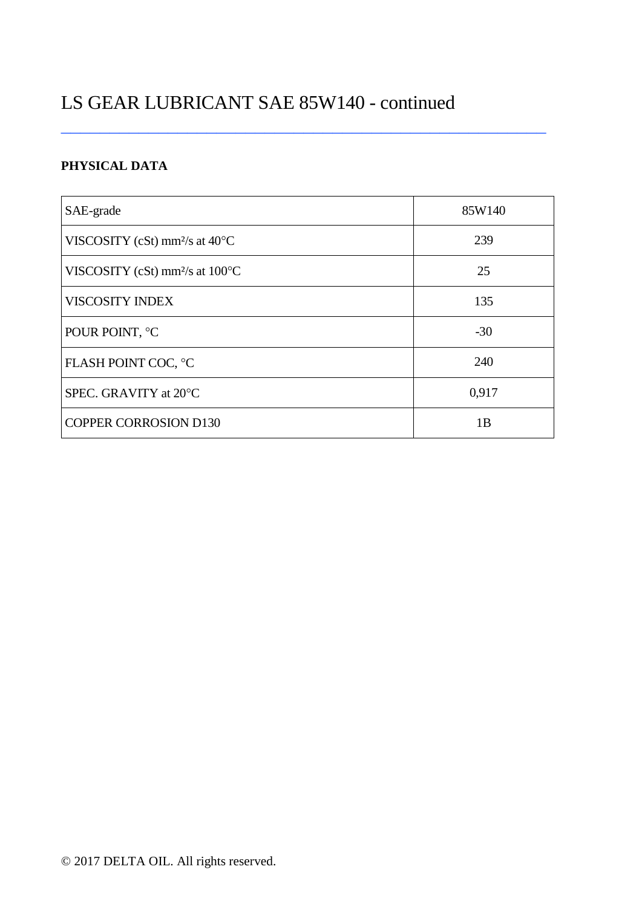# LS GEAR LUBRICANT SAE 85W140 - continued

**PHYSICAL DATA**

| | |
|---|---|
| SAE-grade | 85W140 |
| VISCOSITY (cSt) mm²/s at 40°C | 239 |
| VISCOSITY (cSt) mm²/s at 100°C | 25 |
| VISCOSITY INDEX | 135 |
| POUR POINT, °C | -30 |
| FLASH POINT COC, °C | 240 |
| SPEC. GRAVITY at 20°C | 0,917 |
| COPPER CORROSION D130 | 1B |

© 2017 DELTA OIL. All rights reserved.